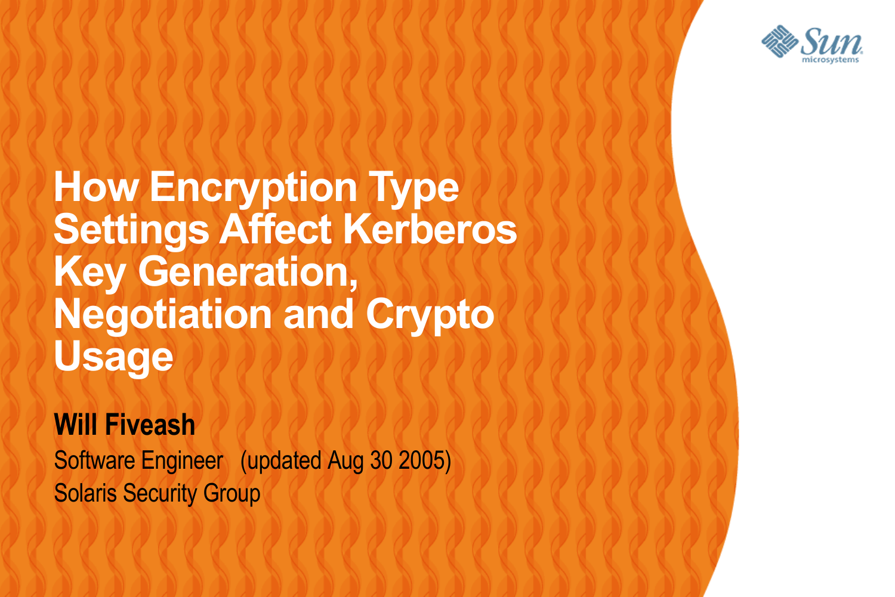# How Encryption Type Settings Affect Kerberos Key Generation, Negotiation and Crypto Usage

**Will Fiveash**

Software Engineer (updated Aug 30 2005)

Solaris Security Group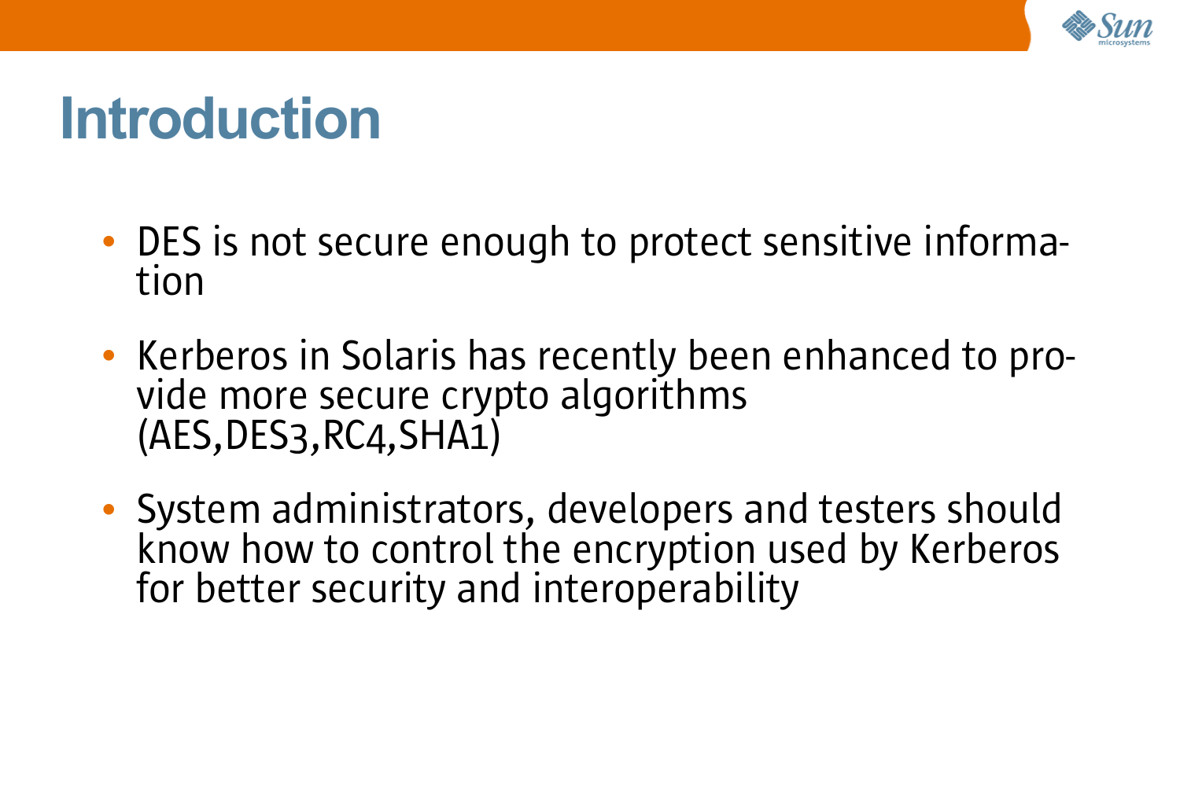# Introduction

- DES is not secure enough to protect sensitive information
- Kerberos in Solaris has recently been enhanced to provide more secure crypto algorithms (AES,DES3,RC4,SHA1)
- System administrators, developers and testers should know how to control the encryption used by Kerberos for better security and interoperability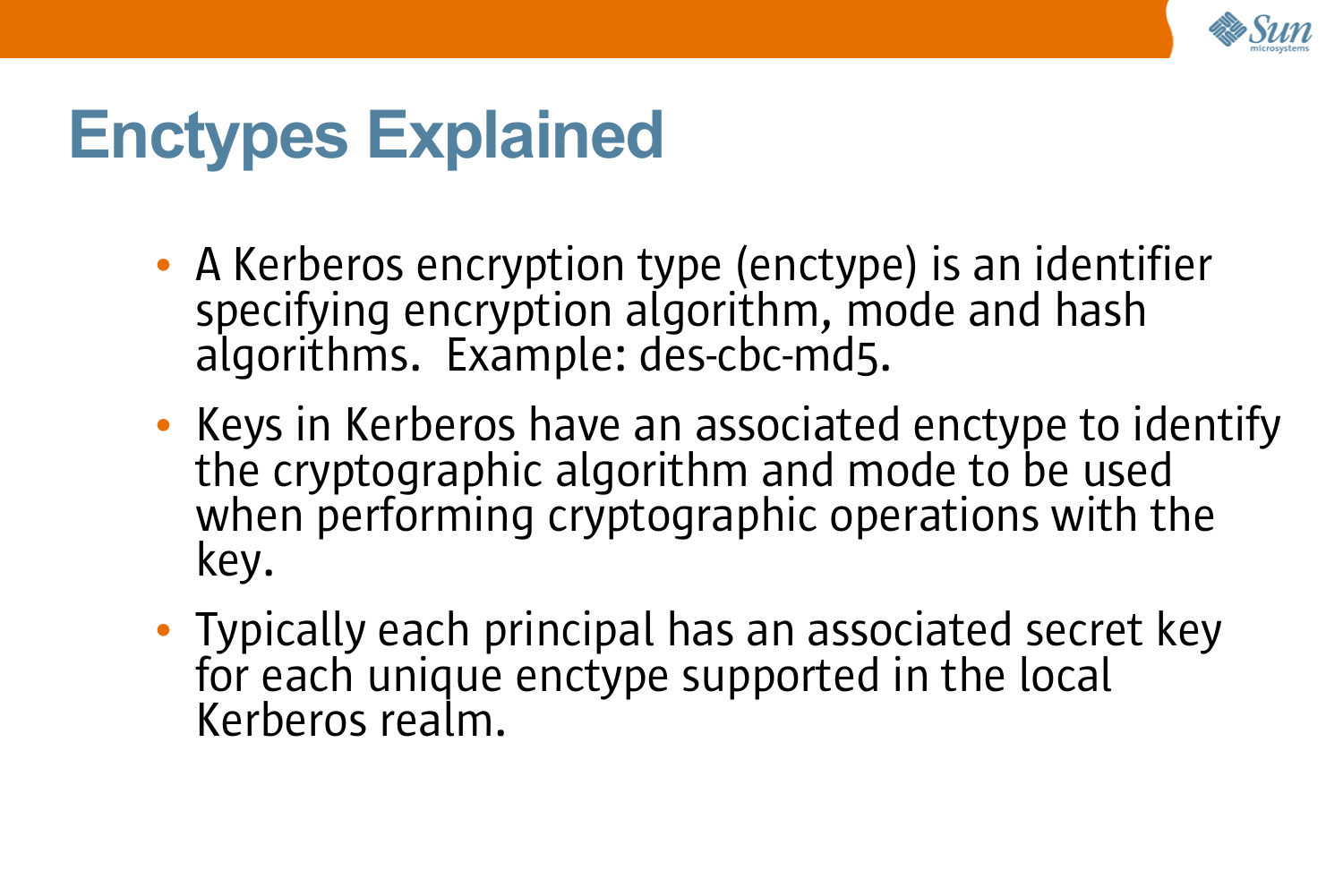# Enctypes Explained

- A Kerberos encryption type (enctype) is an identifier specifying encryption algorithm, mode and hash algorithms. Example: des-cbc-md5.
- Keys in Kerberos have an associated enctype to identify the cryptographic algorithm and mode to be used when performing cryptographic operations with the key.
- Typically each principal has an associated secret key for each unique enctype supported in the local Kerberos realm.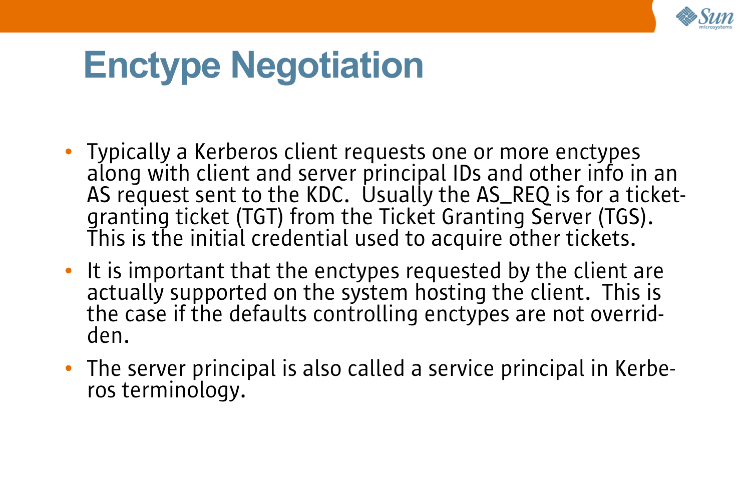# Enctype Negotiation

- Typically a Kerberos client requests one or more enctypes along with client and server principal IDs and other info in an AS request sent to the KDC. Usually the AS_REQ is for a ticket-granting ticket (TGT) from the Ticket Granting Server (TGS). This is the initial credential used to acquire other tickets.
- It is important that the enctypes requested by the client are actually supported on the system hosting the client. This is the case if the defaults controlling enctypes are not overridden.
- The server principal is also called a service principal in Kerberos terminology.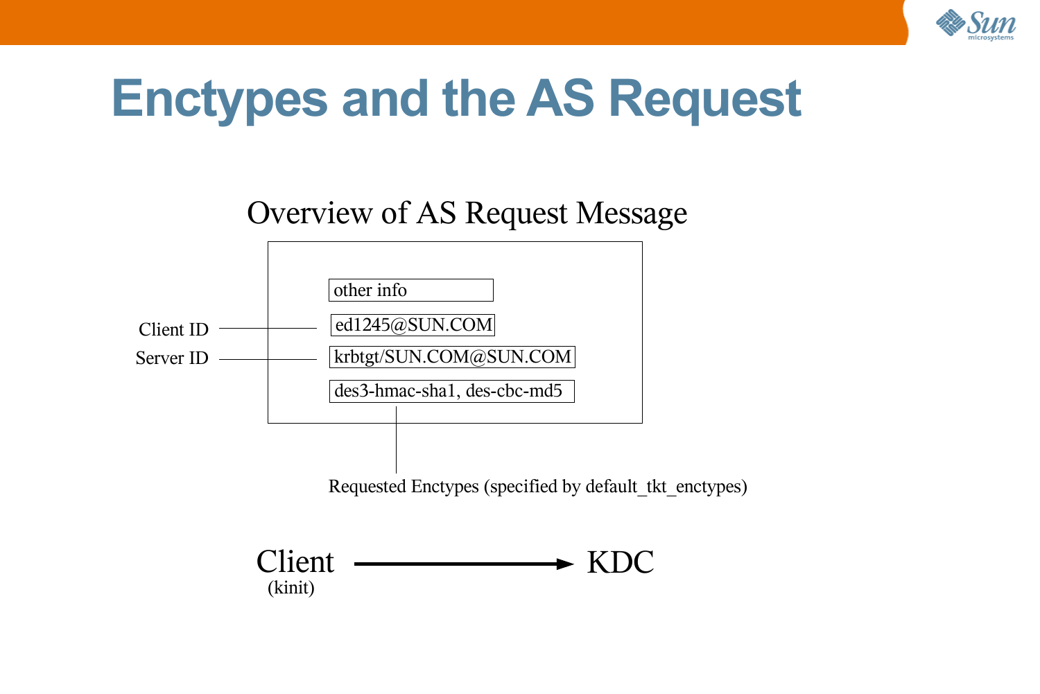# Enctypes and the AS Request

## Overview of AS Request Message

- other info
- Client ID: ed1245@SUN.COM
- Server ID: krbtgt/SUN.COM@SUN.COM
- des3-hmac-sha1, des-cbc-md5

Requested Enctypes (specified by default_tkt_enctypes)

Client (kinit) → KDC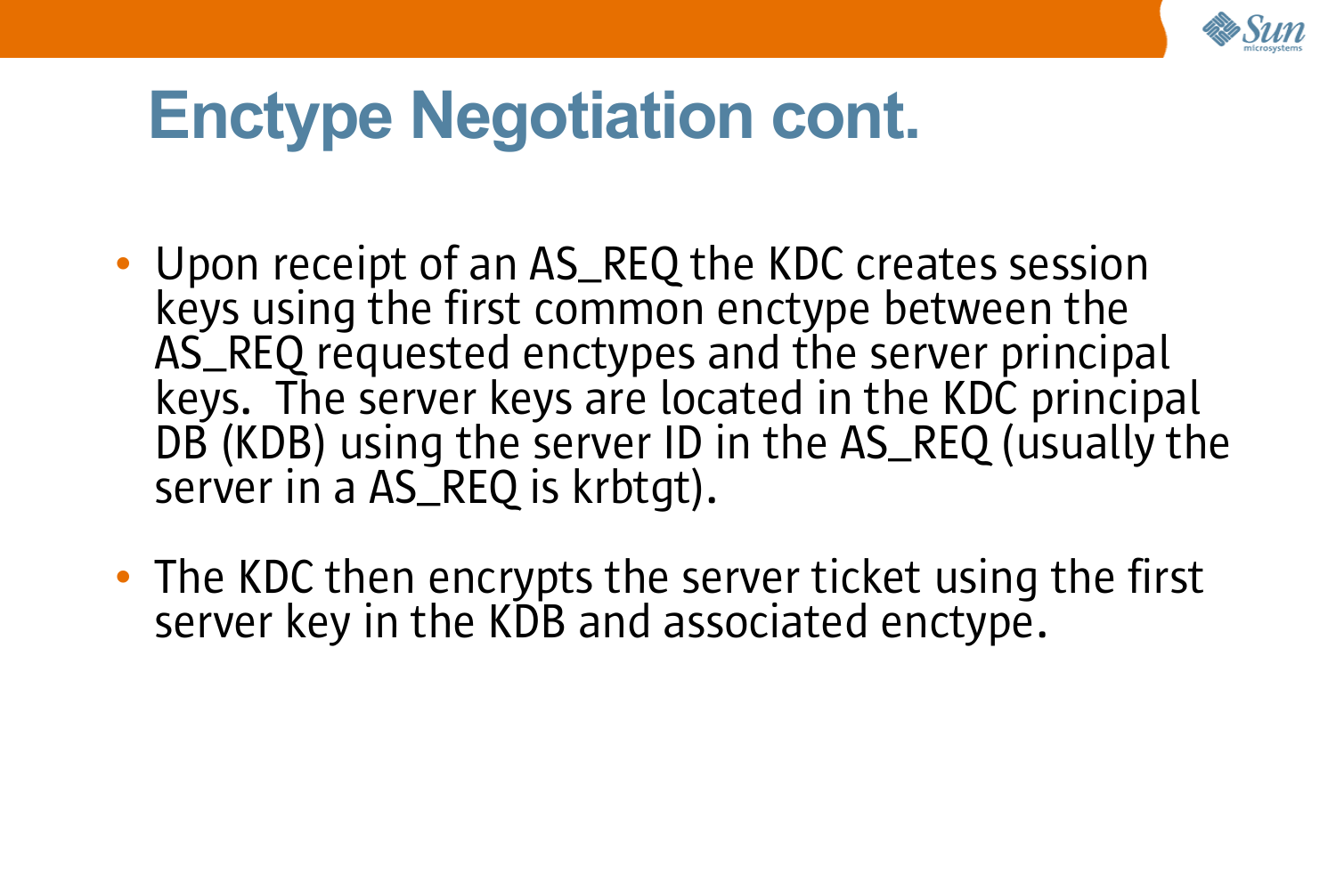# Enctype Negotiation cont.

- Upon receipt of an AS_REQ the KDC creates session keys using the first common enctype between the AS_REQ requested enctypes and the server principal keys. The server keys are located in the KDC principal DB (KDB) using the server ID in the AS_REQ (usually the server in a AS_REQ is krbtgt).
- The KDC then encrypts the server ticket using the first server key in the KDB and associated enctype.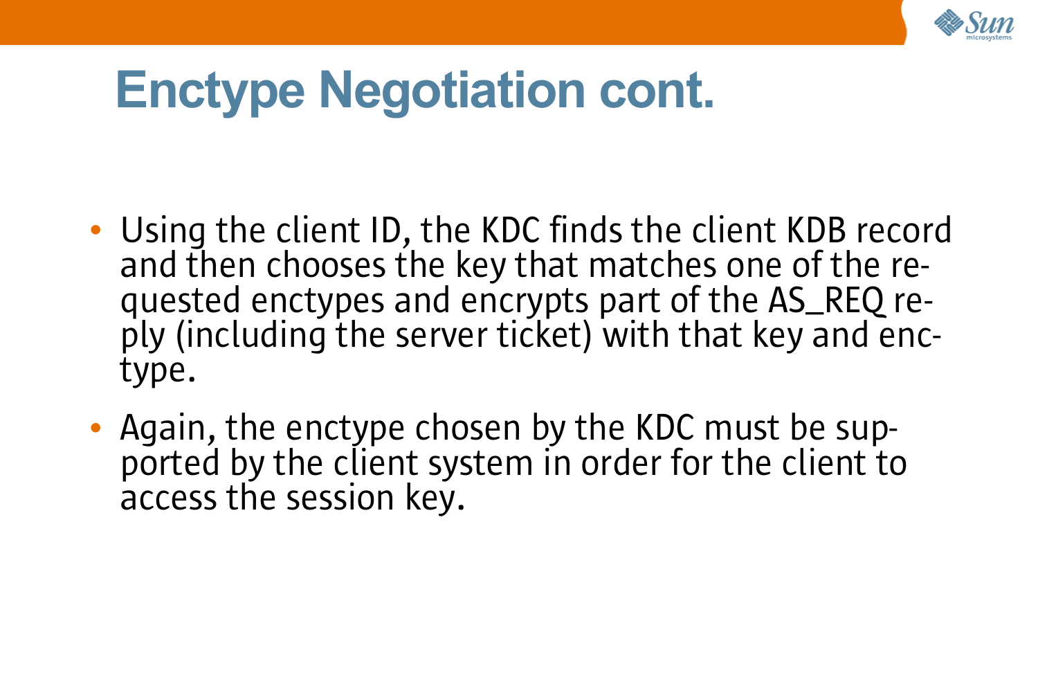# Enctype Negotiation cont.

- Using the client ID, the KDC finds the client KDB record and then chooses the key that matches one of the requested enctypes and encrypts part of the AS_REQ reply (including the server ticket) with that key and enctype.
- Again, the enctype chosen by the KDC must be supported by the client system in order for the client to access the session key.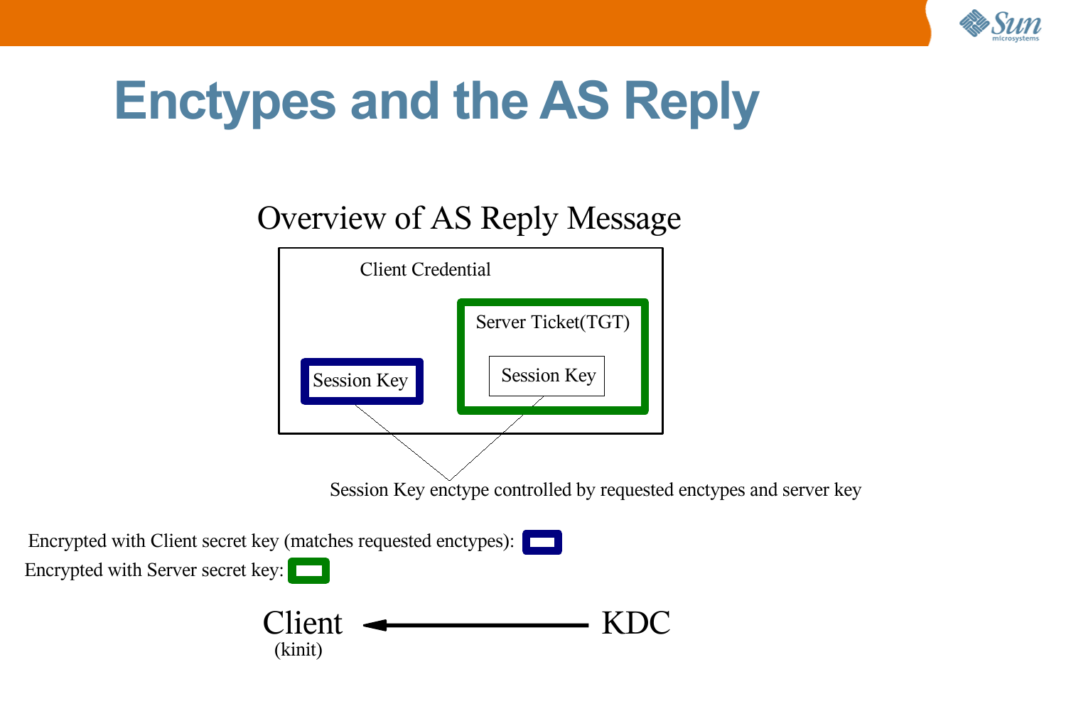# Enctypes and the AS Reply

## Overview of AS Reply Message

Client Credential

Session Key

Server Ticket(TGT)

Session Key

Session Key enctype controlled by requested enctypes and server key

Encrypted with Client secret key (matches requested enctypes):

Encrypted with Server secret key:

Client (kinit) ← KDC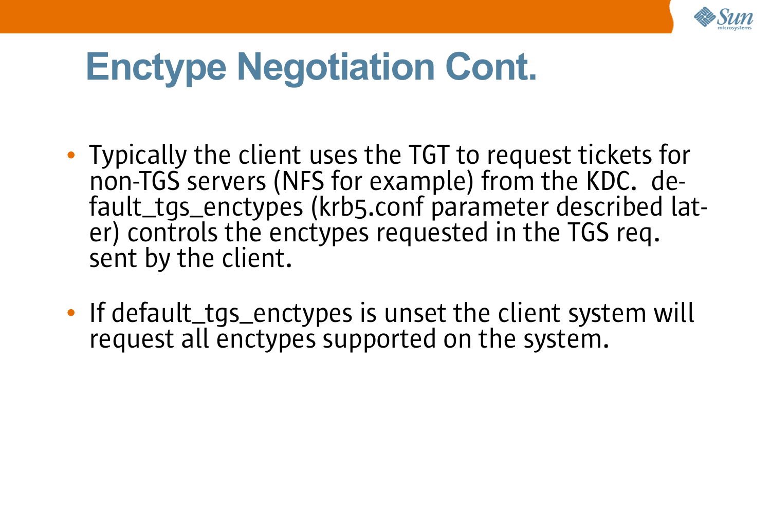# Enctype Negotiation Cont.

- Typically the client uses the TGT to request tickets for non-TGS servers (NFS for example) from the KDC. default_tgs_enctypes (krb5.conf parameter described later) controls the enctypes requested in the TGS req. sent by the client.
- If default_tgs_enctypes is unset the client system will request all enctypes supported on the system.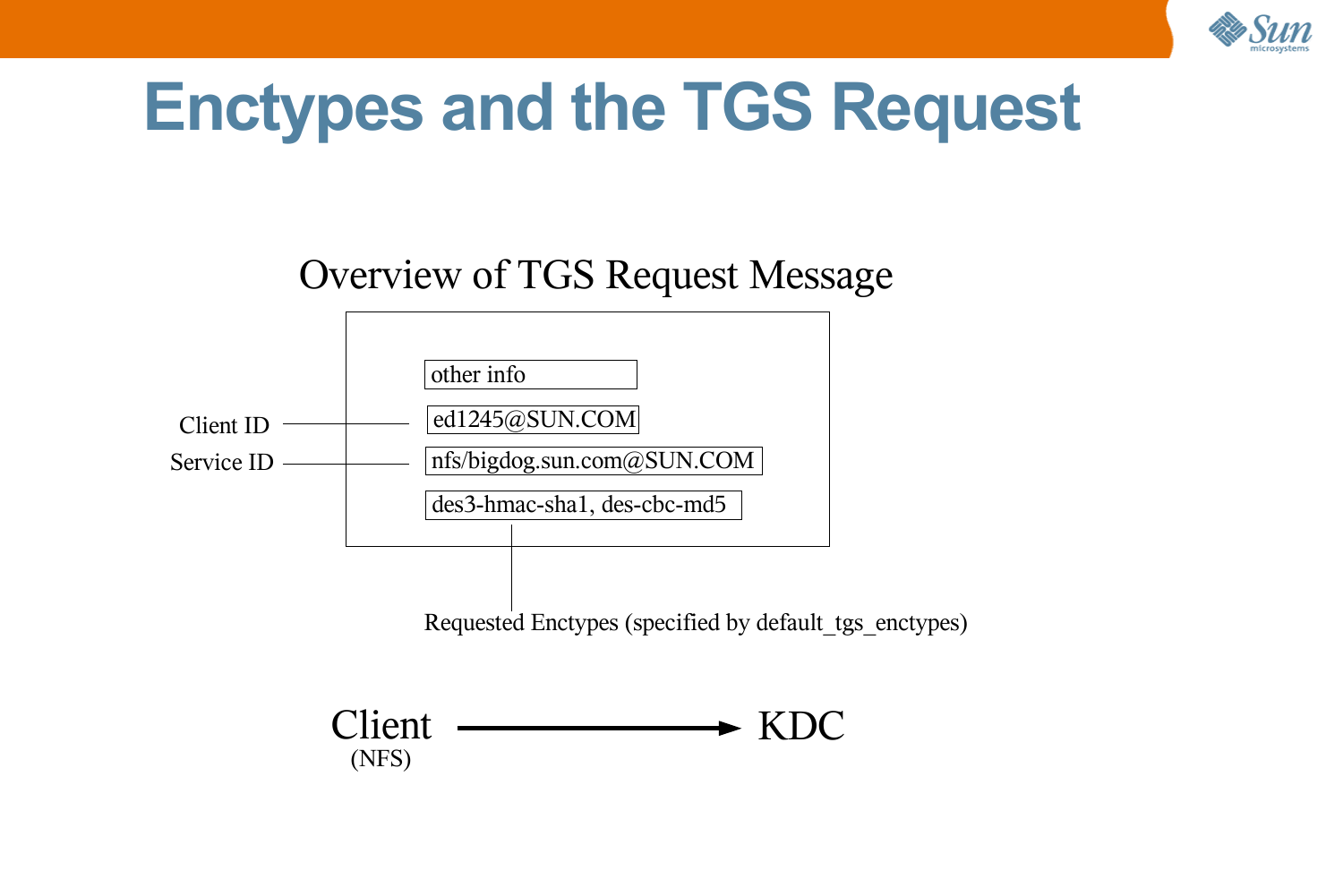# Enctypes and the TGS Request

## Overview of TGS Request Message

- other info
- Client ID: ed1245@SUN.COM
- Service ID: nfs/bigdog.sun.com@SUN.COM
- des3-hmac-sha1, des-cbc-md5

Requested Enctypes (specified by default_tgs_enctypes)

Client (NFS) → KDC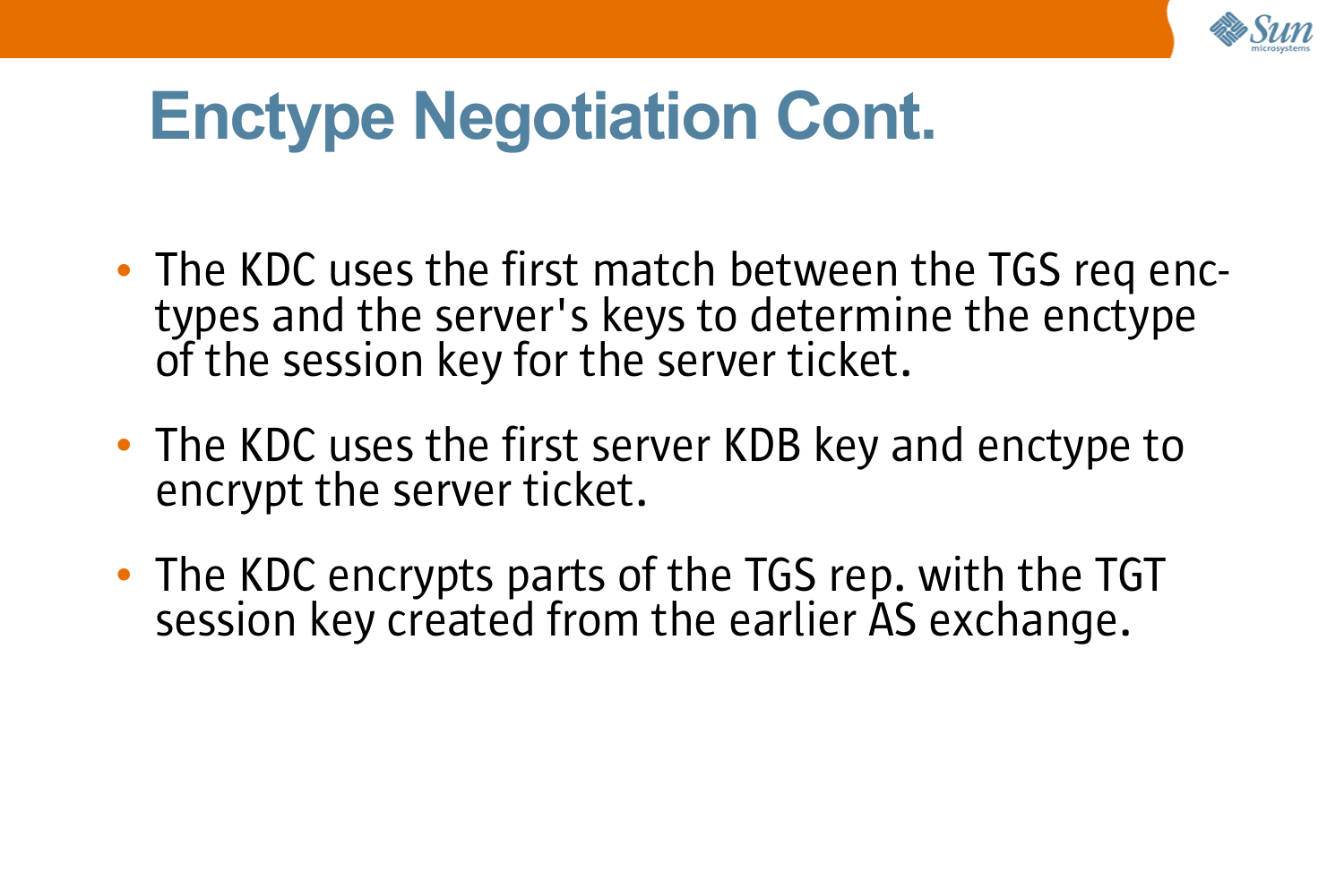# Enctype Negotiation Cont.

- The KDC uses the first match between the TGS req enc-types and the server's keys to determine the enctype of the session key for the server ticket.
- The KDC uses the first server KDB key and enctype to encrypt the server ticket.
- The KDC encrypts parts of the TGS rep. with the TGT session key created from the earlier AS exchange.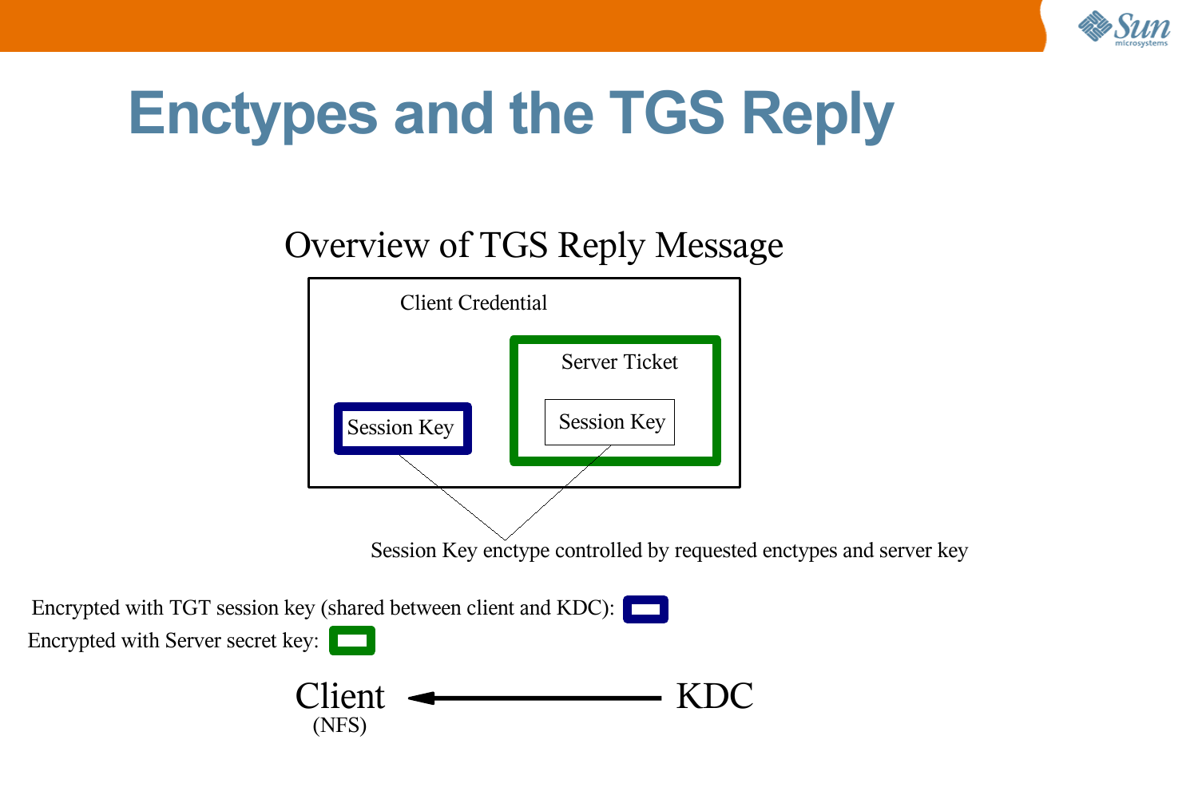# Enctypes and the TGS Reply

Overview of TGS Reply Message

Client Credential

Server Ticket

Session Key

Session Key

Session Key enctype controlled by requested enctypes and server key

Encrypted with TGT session key (shared between client and KDC):

Encrypted with Server secret key:

Client (NFS) ← KDC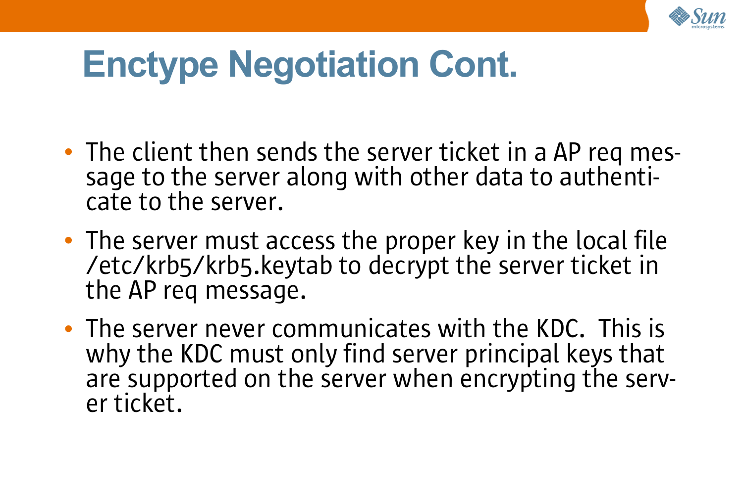# Enctype Negotiation Cont.

- The client then sends the server ticket in a AP req message to the server along with other data to authenticate to the server.
- The server must access the proper key in the local file /etc/krb5/krb5.keytab to decrypt the server ticket in the AP req message.
- The server never communicates with the KDC. This is why the KDC must only find server principal keys that are supported on the server when encrypting the server ticket.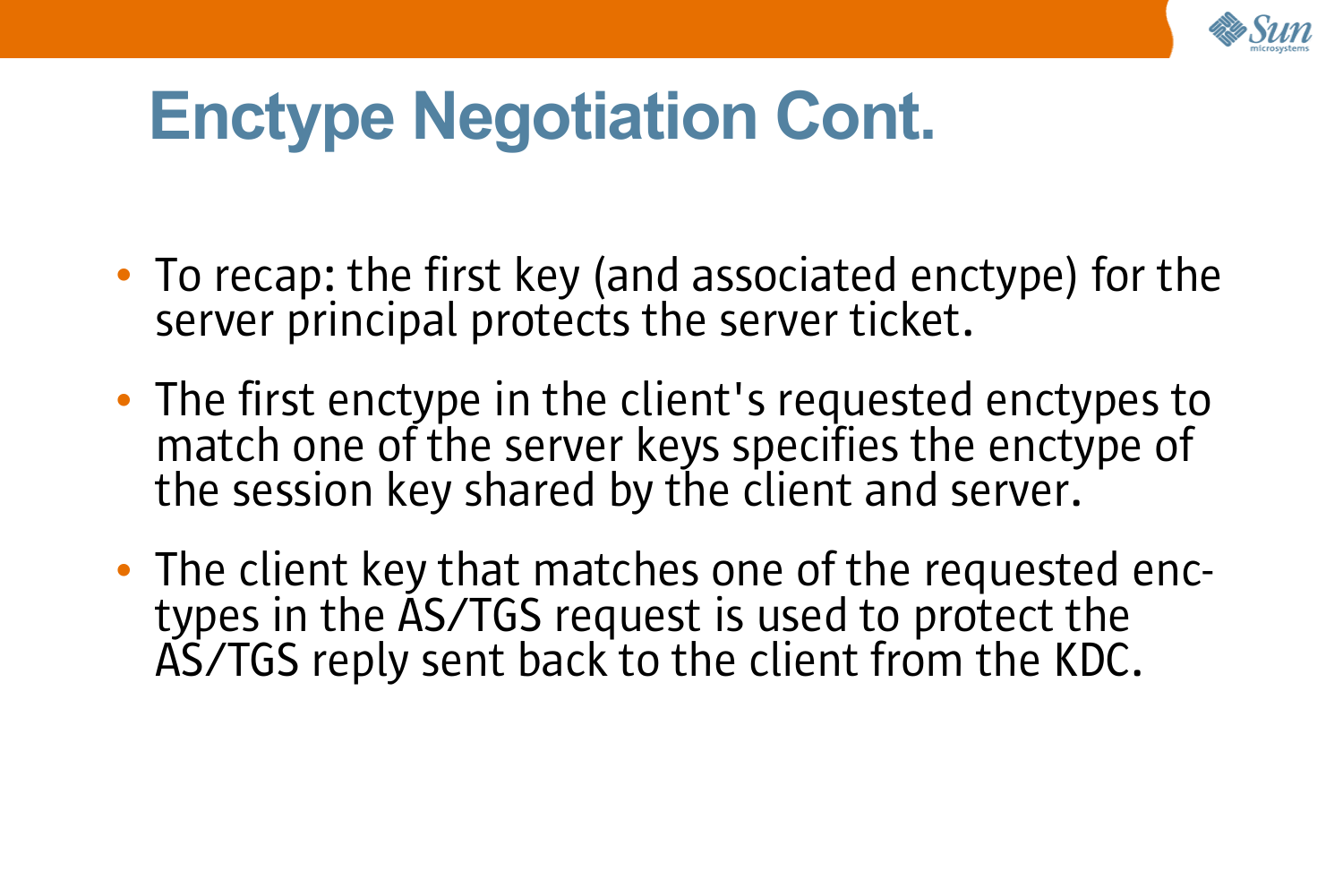# Enctype Negotiation Cont.

- To recap: the first key (and associated enctype) for the server principal protects the server ticket.
- The first enctype in the client's requested enctypes to match one of the server keys specifies the enctype of the session key shared by the client and server.
- The client key that matches one of the requested enctypes in the AS/TGS request is used to protect the AS/TGS reply sent back to the client from the KDC.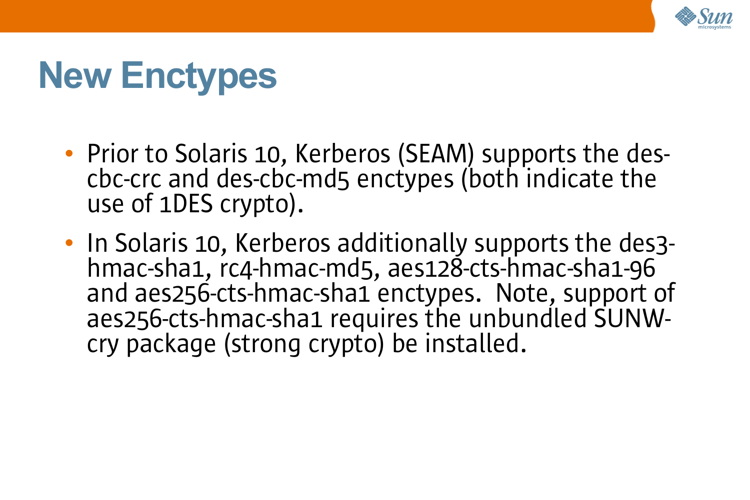# New Enctypes

- Prior to Solaris 10, Kerberos (SEAM) supports the des-cbc-crc and des-cbc-md5 enctypes (both indicate the use of 1DES crypto).
- In Solaris 10, Kerberos additionally supports the des3-hmac-sha1, rc4-hmac-md5, aes128-cts-hmac-sha1-96 and aes256-cts-hmac-sha1 enctypes. Note, support of aes256-cts-hmac-sha1 requires the unbundled SUNW-cry package (strong crypto) be installed.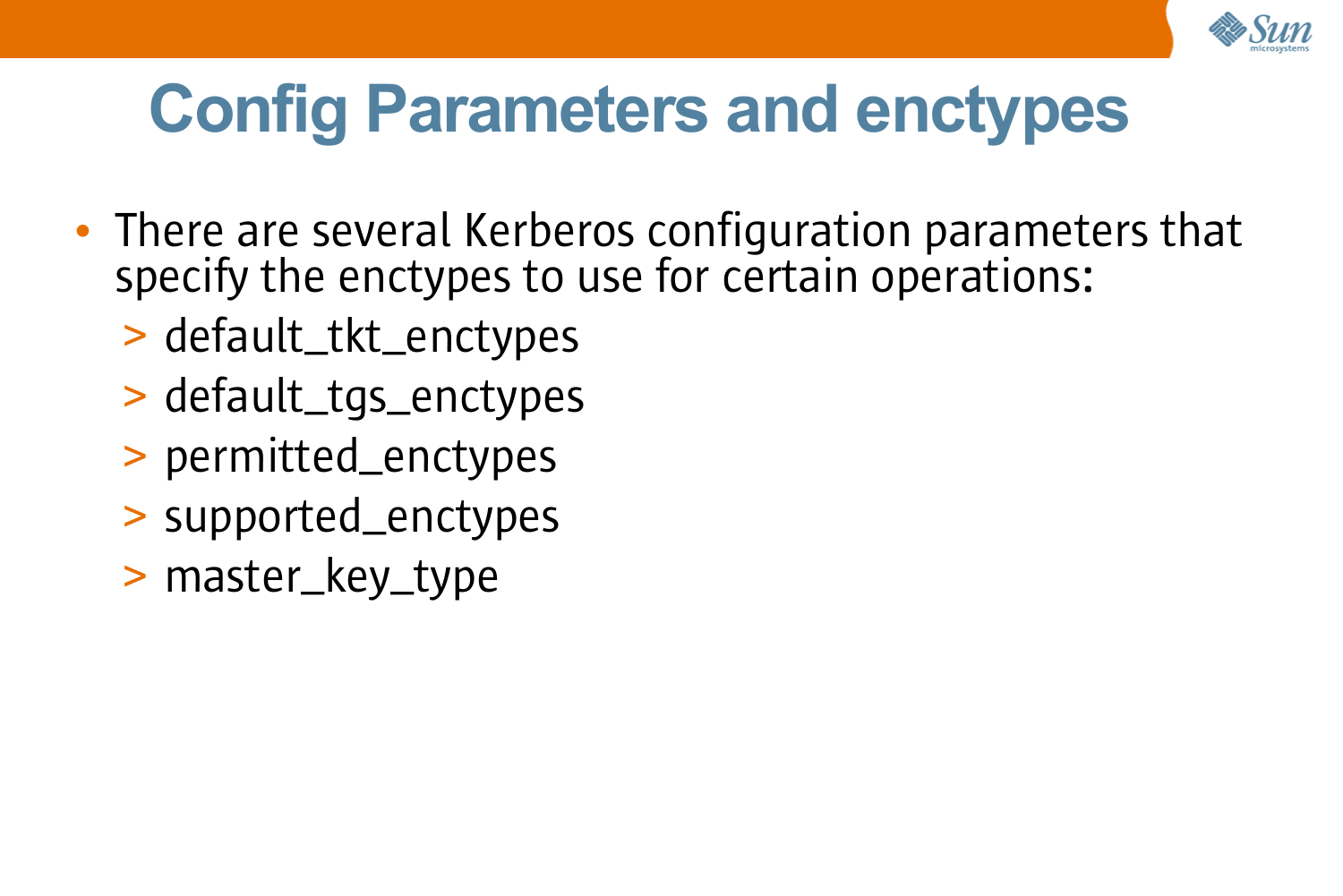# Config Parameters and enctypes

- There are several Kerberos configuration parameters that specify the enctypes to use for certain operations:
  - default_tkt_enctypes
  - default_tgs_enctypes
  - permitted_enctypes
  - supported_enctypes
  - master_key_type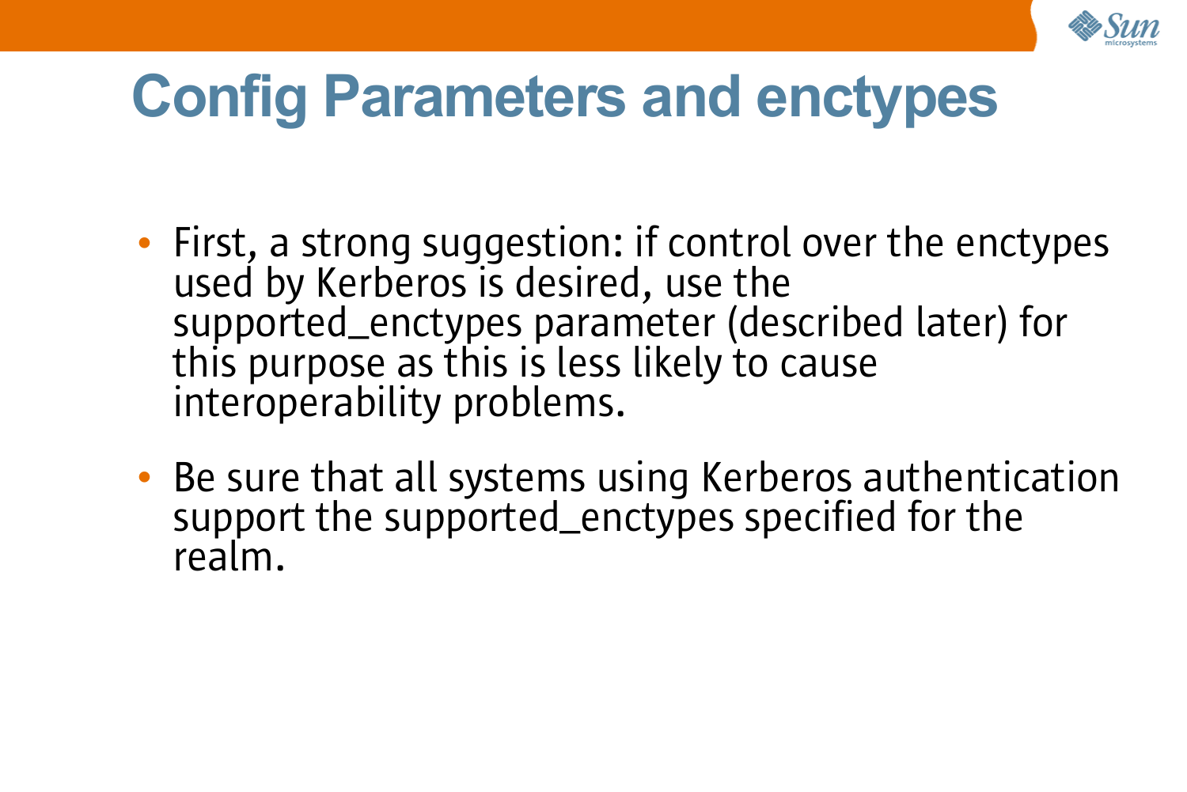# Config Parameters and enctypes

- First, a strong suggestion: if control over the enctypes used by Kerberos is desired, use the supported_enctypes parameter (described later) for this purpose as this is less likely to cause interoperability problems.
- Be sure that all systems using Kerberos authentication support the supported_enctypes specified for the realm.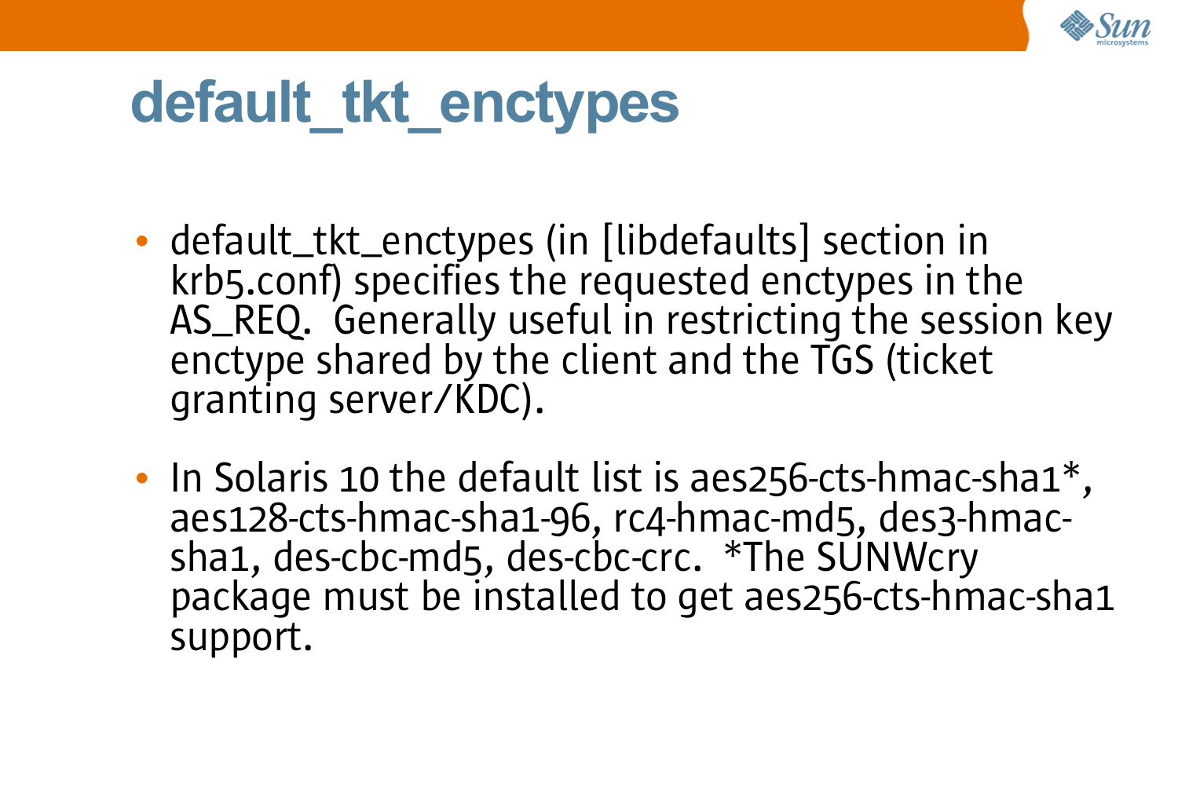# default_tkt_enctypes

- default_tkt_enctypes (in [libdefaults] section in krb5.conf) specifies the requested enctypes in the AS_REQ. Generally useful in restricting the session key enctype shared by the client and the TGS (ticket granting server/KDC).
- In Solaris 10 the default list is aes256-cts-hmac-sha1*, aes128-cts-hmac-sha1-96, rc4-hmac-md5, des3-hmac-sha1, des-cbc-md5, des-cbc-crc. *The SUNWcry package must be installed to get aes256-cts-hmac-sha1 support.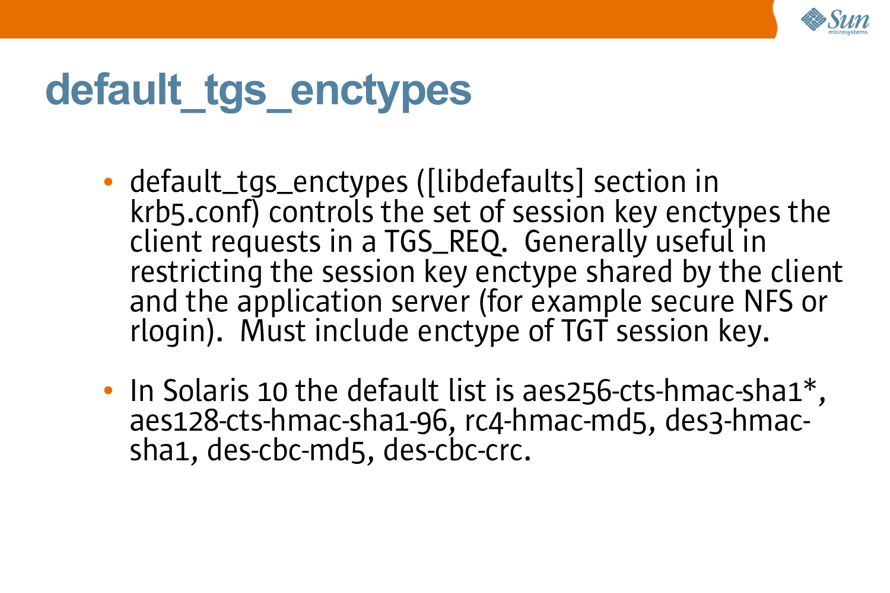# default_tgs_enctypes

- default_tgs_enctypes ([libdefaults] section in krb5.conf) controls the set of session key enctypes the client requests in a TGS_REQ. Generally useful in restricting the session key enctype shared by the client and the application server (for example secure NFS or rlogin). Must include enctype of TGT session key.
- In Solaris 10 the default list is aes256-cts-hmac-sha1*, aes128-cts-hmac-sha1-96, rc4-hmac-md5, des3-hmac-sha1, des-cbc-md5, des-cbc-crc.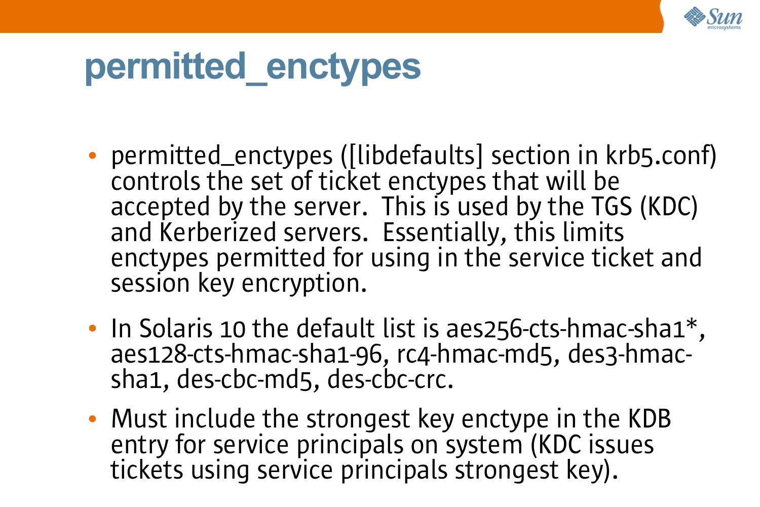# permitted_enctypes

- permitted_enctypes ([libdefaults] section in krb5.conf) controls the set of ticket enctypes that will be accepted by the server. This is used by the TGS (KDC) and Kerberized servers. Essentially, this limits enctypes permitted for using in the service ticket and session key encryption.
- In Solaris 10 the default list is aes256-cts-hmac-sha1*, aes128-cts-hmac-sha1-96, rc4-hmac-md5, des3-hmac-sha1, des-cbc-md5, des-cbc-crc.
- Must include the strongest key enctype in the KDB entry for service principals on system (KDC issues tickets using service principals strongest key).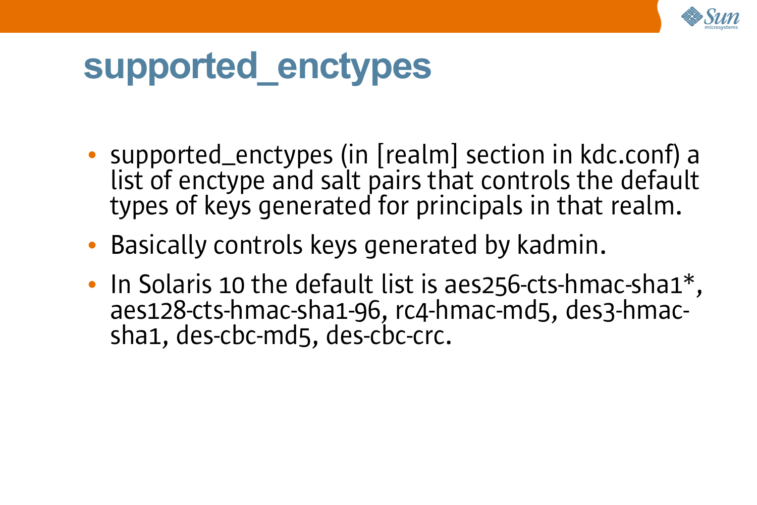# supported_enctypes

- supported_enctypes (in [realm] section in kdc.conf) a list of enctype and salt pairs that controls the default types of keys generated for principals in that realm.
- Basically controls keys generated by kadmin.
- In Solaris 10 the default list is aes256-cts-hmac-sha1*, aes128-cts-hmac-sha1-96, rc4-hmac-md5, des3-hmac-sha1, des-cbc-md5, des-cbc-crc.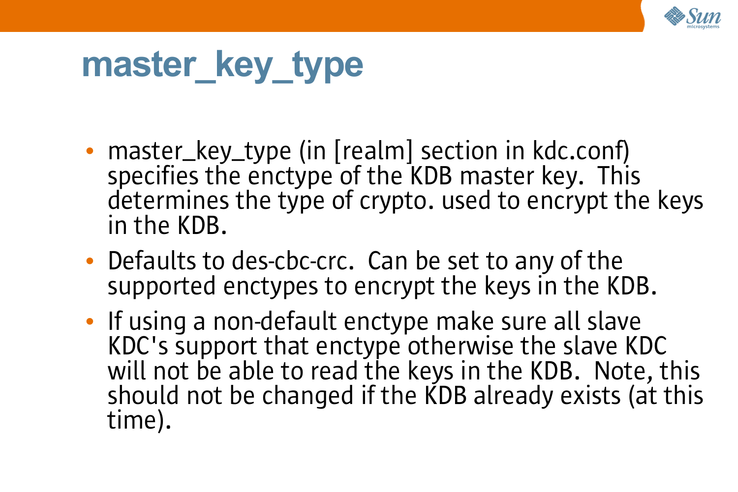# master_key_type

- master_key_type (in [realm] section in kdc.conf) specifies the enctype of the KDB master key. This determines the type of crypto. used to encrypt the keys in the KDB.
- Defaults to des-cbc-crc. Can be set to any of the supported enctypes to encrypt the keys in the KDB.
- If using a non-default enctype make sure all slave KDC's support that enctype otherwise the slave KDC will not be able to read the keys in the KDB. Note, this should not be changed if the KDB already exists (at this time).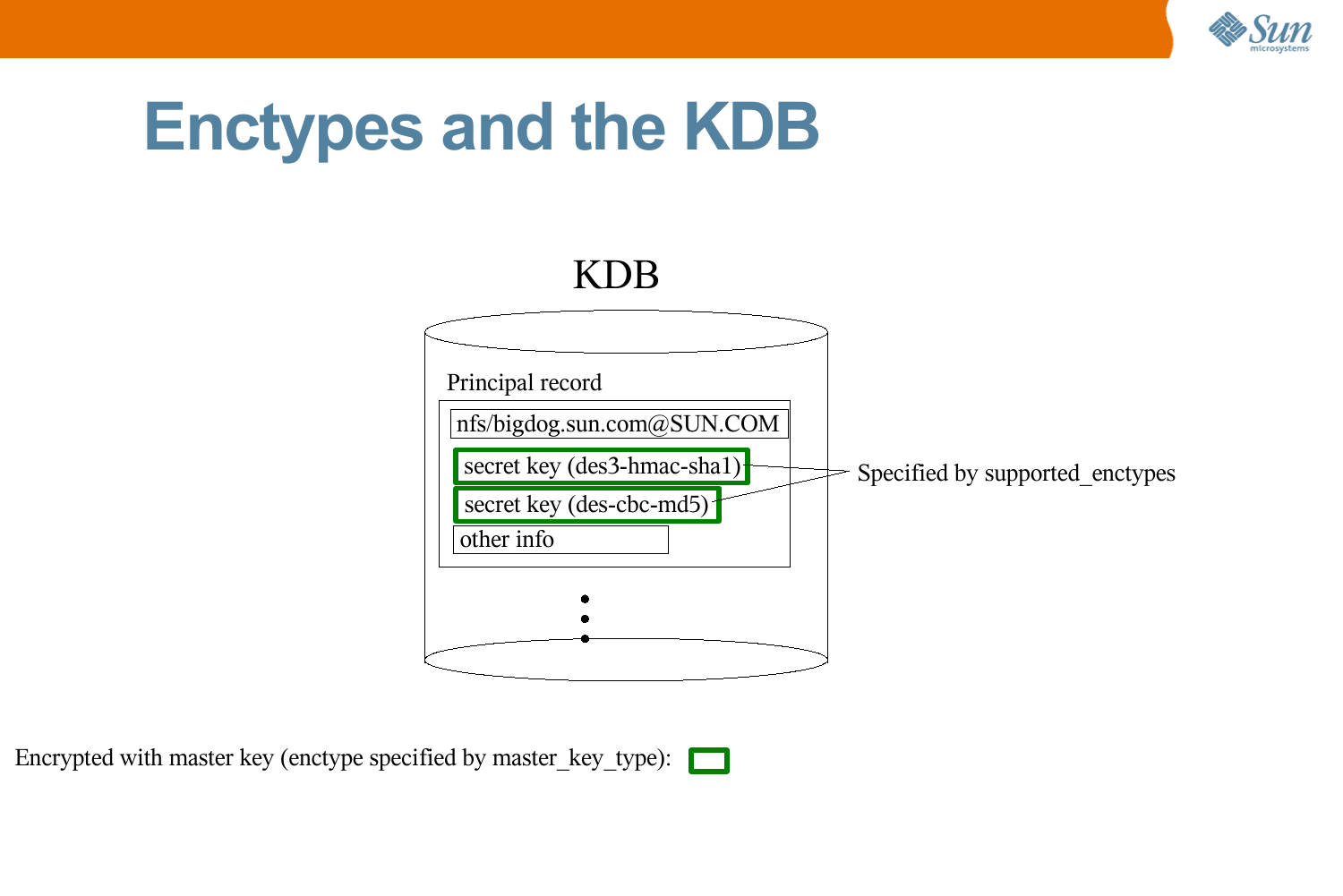# Enctypes and the KDB

KDB

Principal record

nfs/bigdog.sun.com@SUN.COM

secret key (des3-hmac-sha1)

secret key (des-cbc-md5)

other info

Specified by supported_enctypes

Encrypted with master key (enctype specified by master_key_type):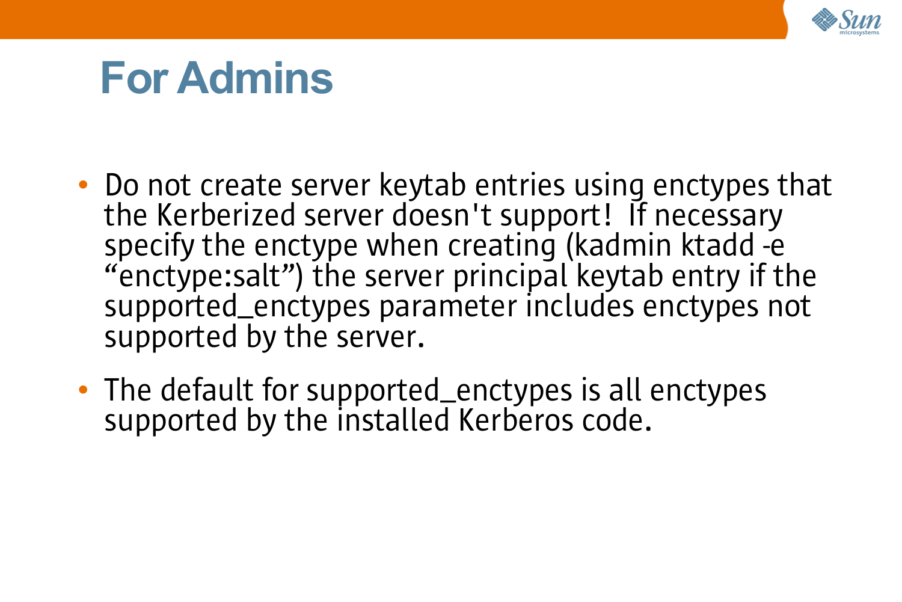# For Admins

- Do not create server keytab entries using enctypes that the Kerberized server doesn't support! If necessary specify the enctype when creating (kadmin ktadd -e "enctype:salt") the server principal keytab entry if the supported_enctypes parameter includes enctypes not supported by the server.
- The default for supported_enctypes is all enctypes supported by the installed Kerberos code.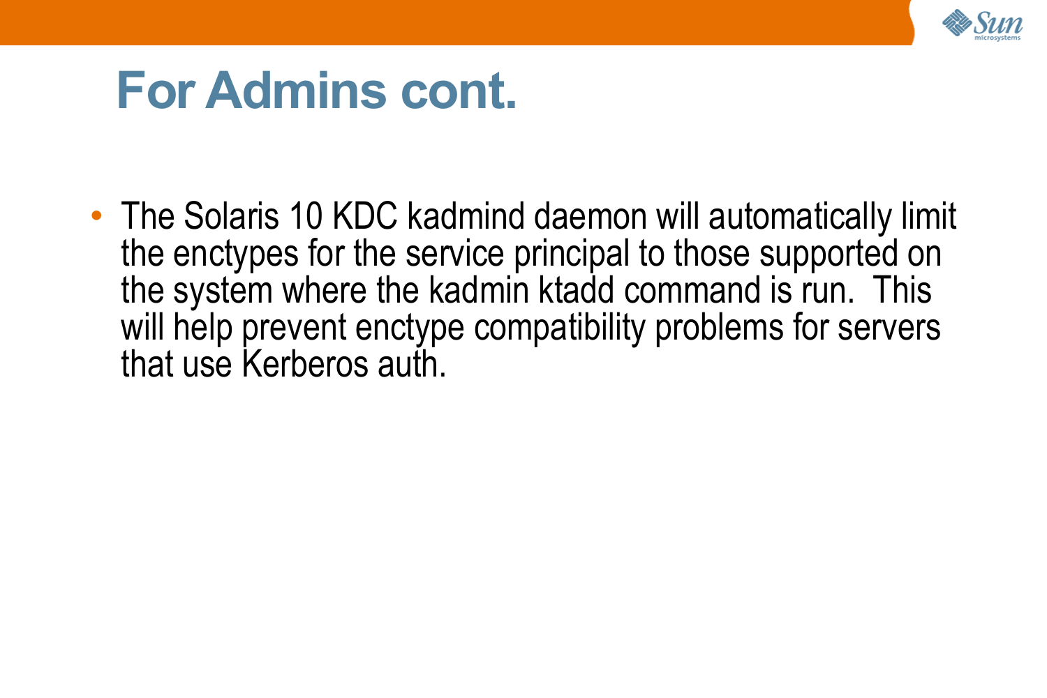# For Admins cont.

- The Solaris 10 KDC kadmind daemon will automatically limit the enctypes for the service principal to those supported on the system where the kadmin ktadd command is run. This will help prevent enctype compatibility problems for servers that use Kerberos auth.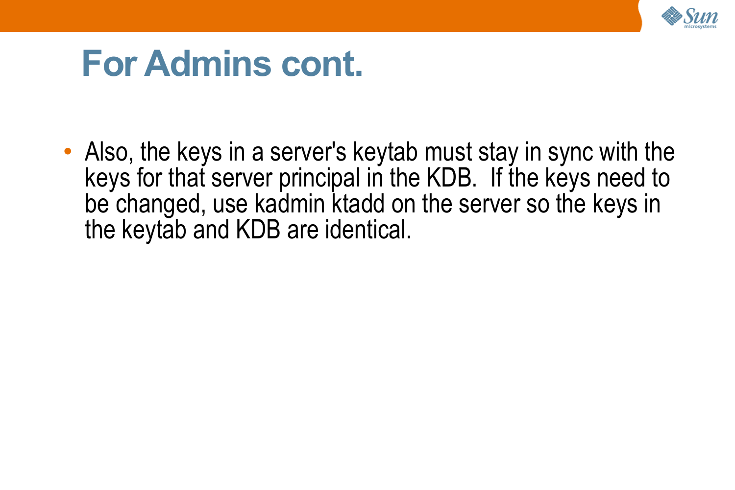# For Admins cont.

- Also, the keys in a server's keytab must stay in sync with the keys for that server principal in the KDB. If the keys need to be changed, use kadmin ktadd on the server so the keys in the keytab and KDB are identical.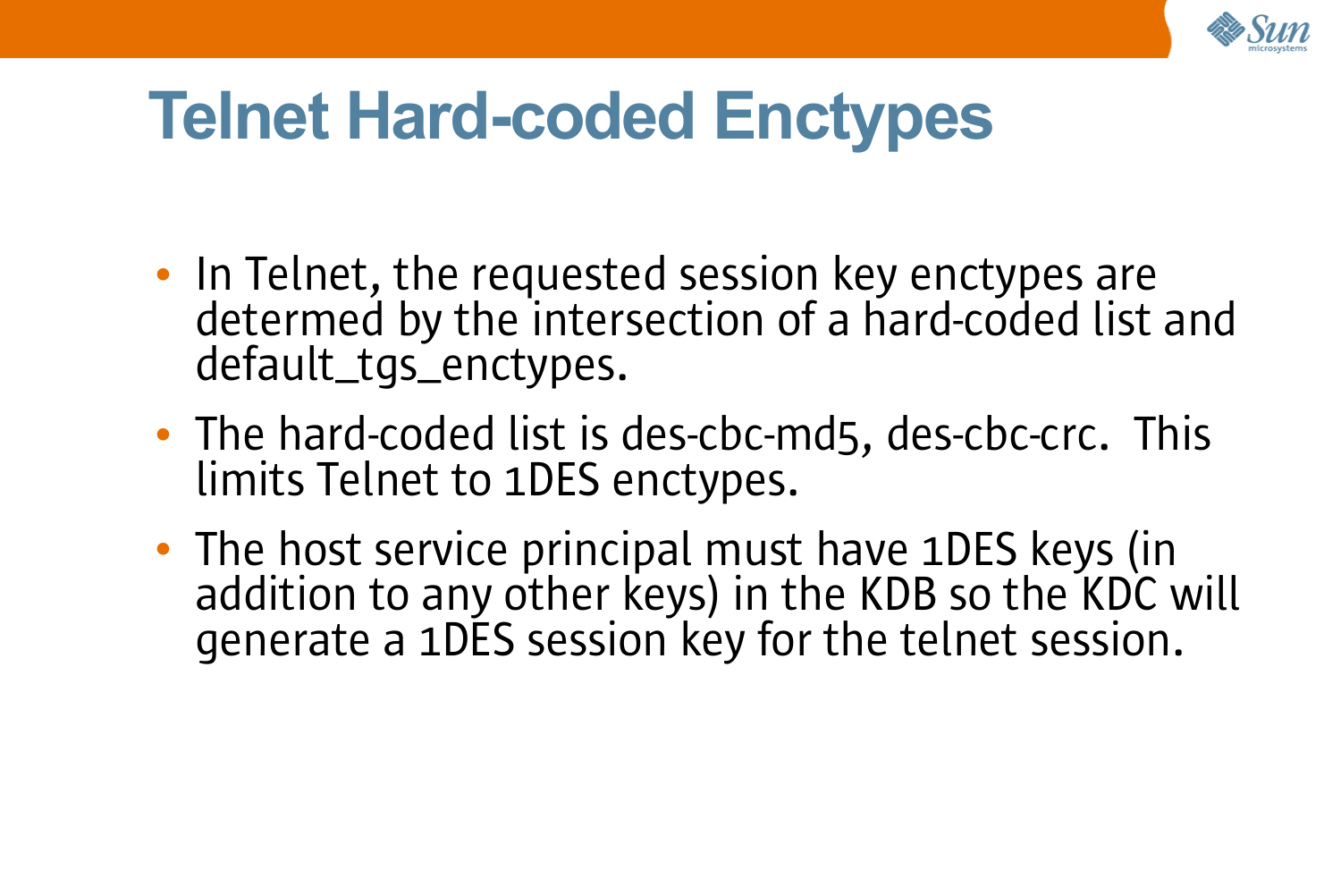# Telnet Hard-coded Enctypes

- In Telnet, the requested session key enctypes are determed by the intersection of a hard-coded list and default_tgs_enctypes.
- The hard-coded list is des-cbc-md5, des-cbc-crc. This limits Telnet to 1DES enctypes.
- The host service principal must have 1DES keys (in addition to any other keys) in the KDB so the KDC will generate a 1DES session key for the telnet session.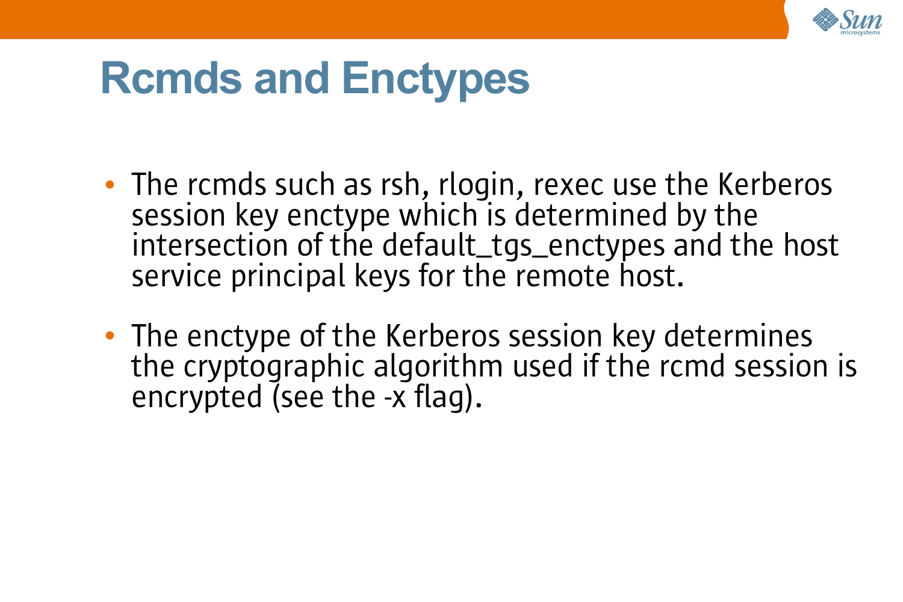# Rcmds and Enctypes

- The rcmds such as rsh, rlogin, rexec use the Kerberos session key enctype which is determined by the intersection of the default_tgs_enctypes and the host service principal keys for the remote host.
- The enctype of the Kerberos session key determines the cryptographic algorithm used if the rcmd session is encrypted (see the -x flag).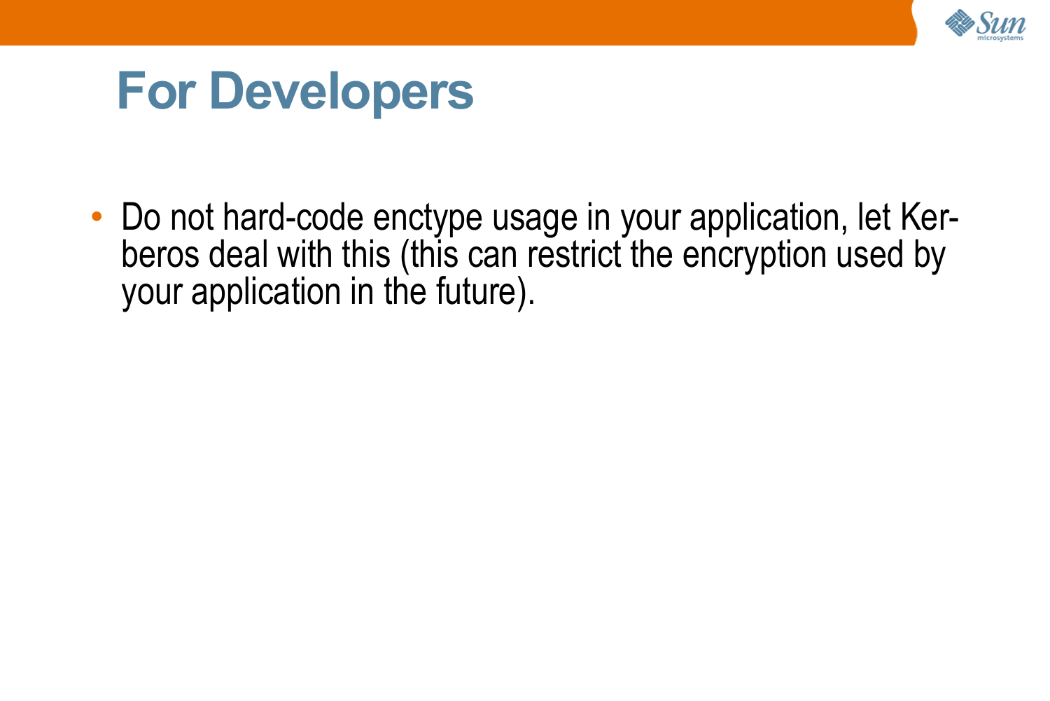# For Developers

- Do not hard-code enctype usage in your application, let Kerberos deal with this (this can restrict the encryption used by your application in the future).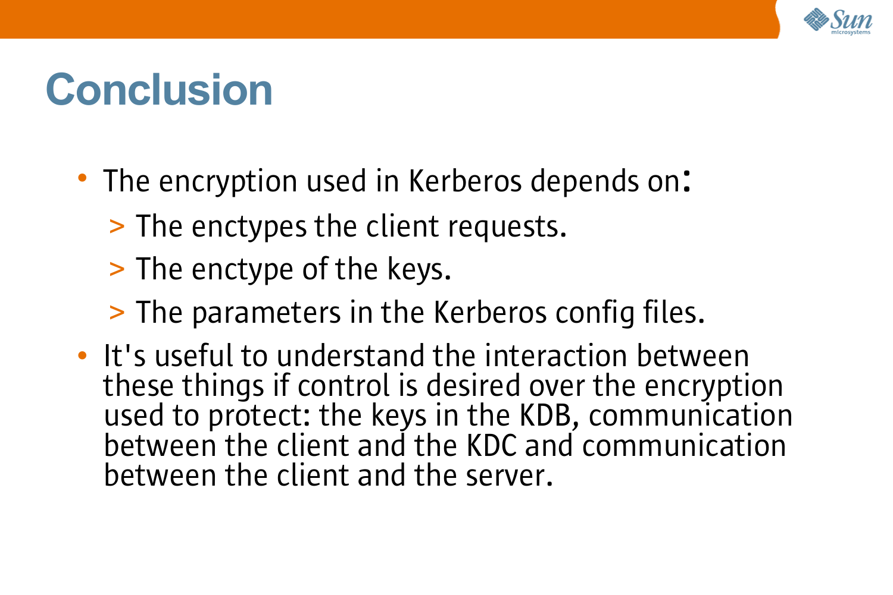# Conclusion

- The encryption used in Kerberos depends on:
  - The enctypes the client requests.
  - The enctype of the keys.
  - The parameters in the Kerberos config files.
- It's useful to understand the interaction between these things if control is desired over the encryption used to protect: the keys in the KDB, communication between the client and the KDC and communication between the client and the server.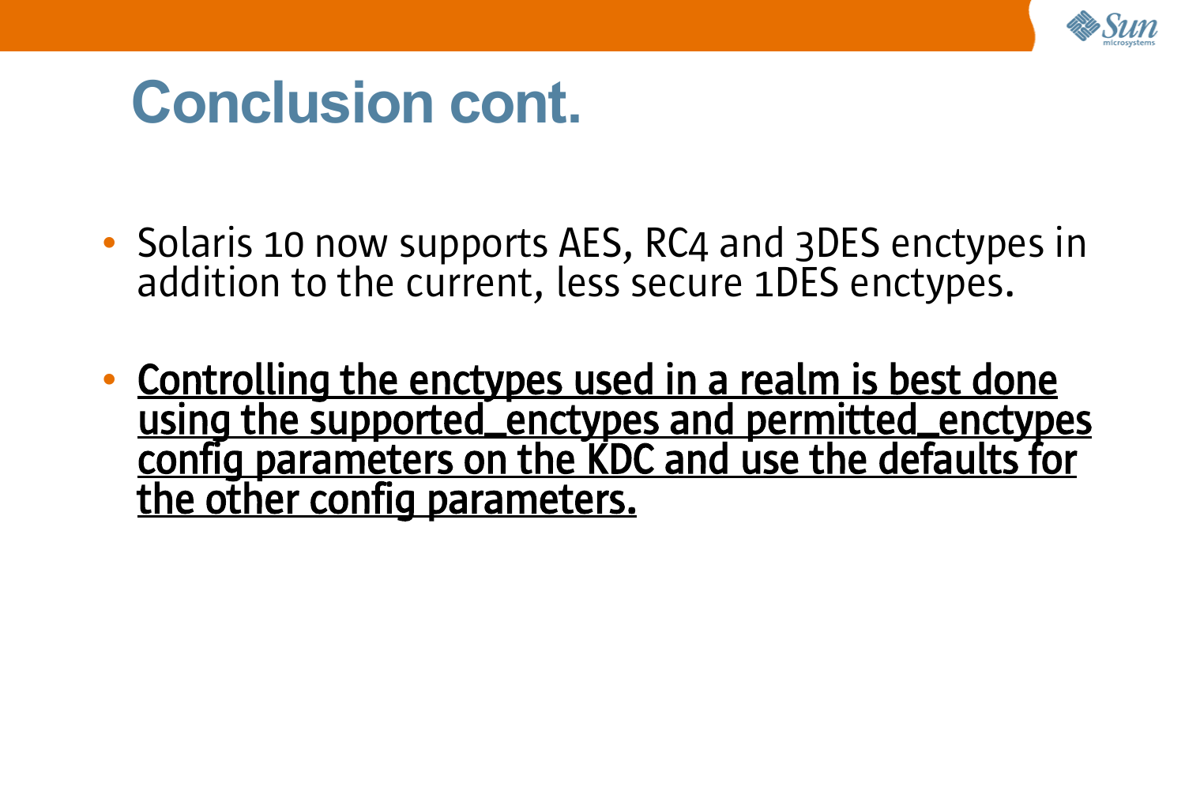# Conclusion cont.

- Solaris 10 now supports AES, RC4 and 3DES enctypes in addition to the current, less secure 1DES enctypes.

- <u>**Controlling the enctypes used in a realm is best done using the supported_enctypes and permitted_enctypes config parameters on the KDC and use the defaults for the other config parameters.**</u>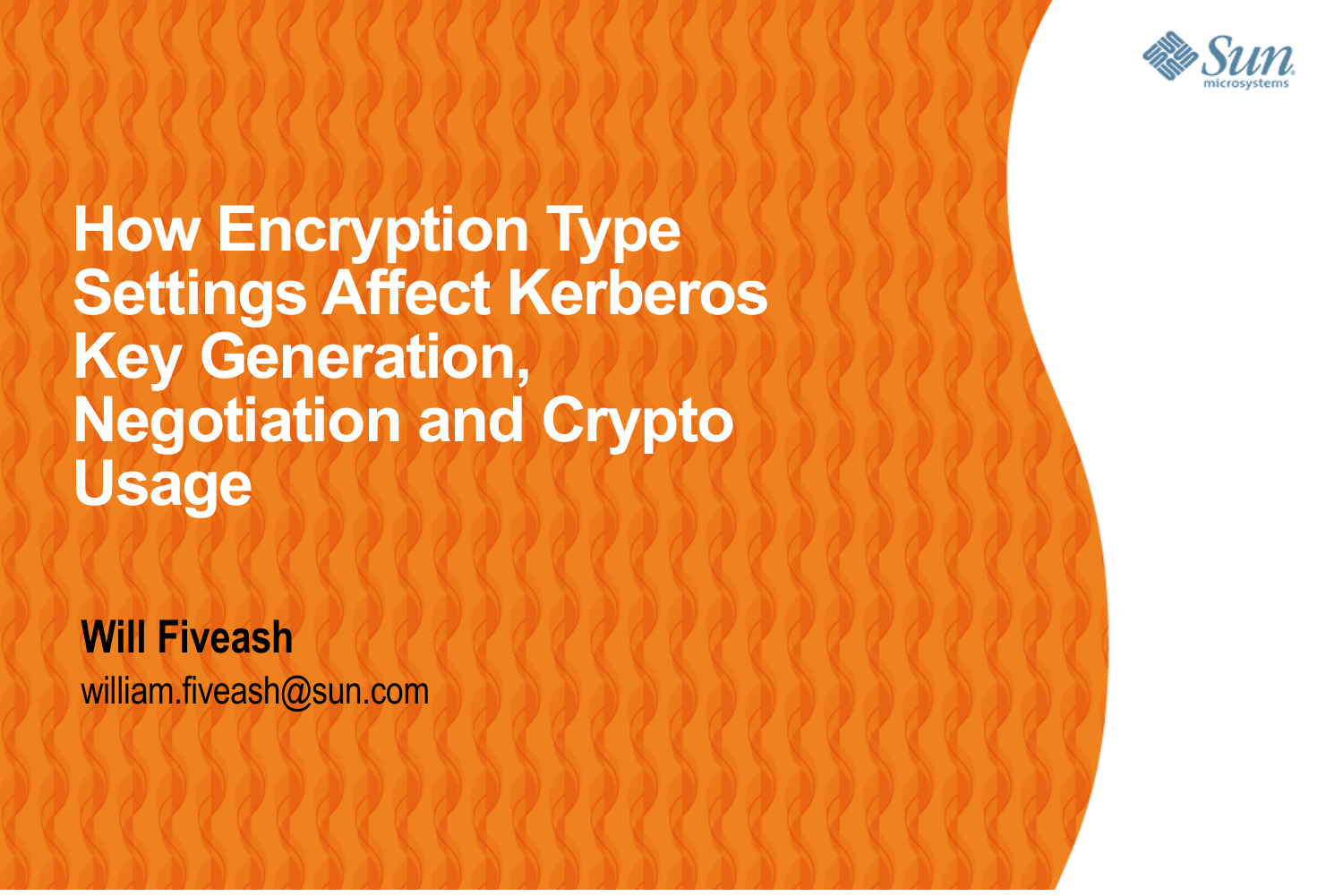# How Encryption Type Settings Affect Kerberos Key Generation, Negotiation and Crypto Usage

**Will Fiveash**

william.fiveash@sun.com